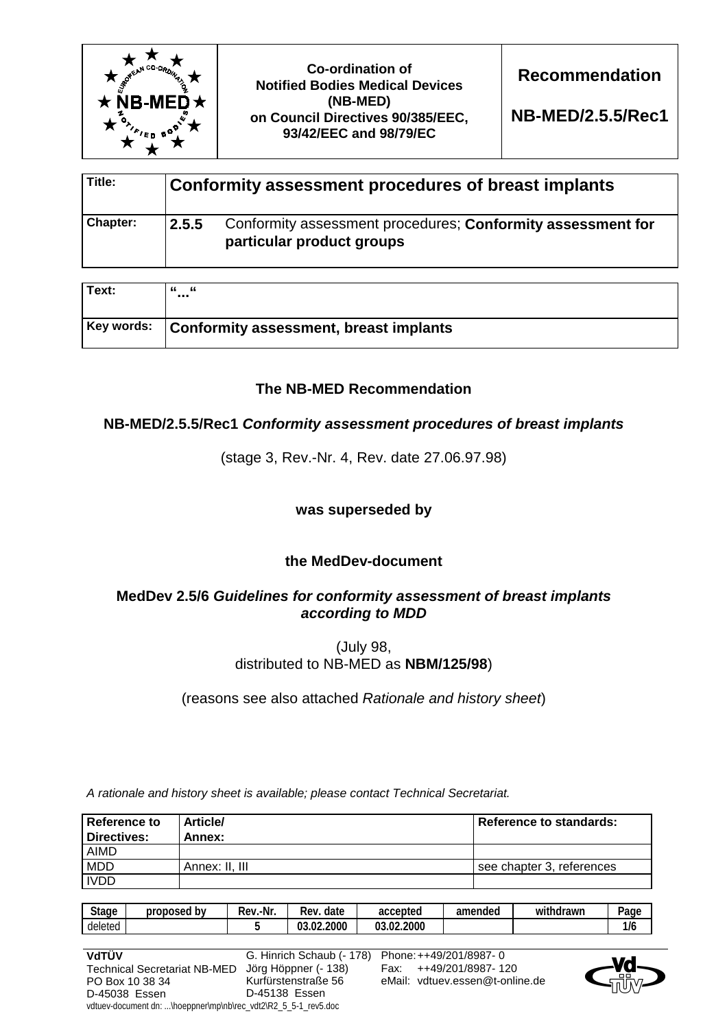| | Co-ordination of Notified Bodies Medical Devices (NB-MED) on Council Directives 90/385/EEC, 93/42/EEC and 98/79/EC | **Recommendation** **NB-MED/2.5.5/Rec1** |
|---|---|---|

| | |
|---|---|
| **Title:** | **Conformity assessment procedures of breast implants** |
| **Chapter:** | **2.5.5** Conformity assessment procedures; **Conformity assessment for particular product groups** |

| | |
|---|---|
| **Text:** | **"..."** |
| **Key words:** | **Conformity assessment, breast implants** |

**The NB-MED Recommendation**

**NB-MED/2.5.5/Rec1** ***Conformity assessment procedures of breast implants***

(stage 3, Rev.-Nr. 4, Rev. date 27.06.97.98)

**was superseded by**

**the MedDev-document**

**MedDev 2.5/6** ***Guidelines for conformity assessment of breast implants according to MDD***

(July 98, distributed to NB-MED as **NBM/125/98**)

(reasons see also attached *Rationale and history sheet*)

*A rationale and history sheet is available; please contact Technical Secretariat.*

| Reference to Directives: | Article/ Annex: | Reference to standards: |
|---|---|---|
| AIMD | | |
| MDD | Annex: II, III | see chapter 3, references |
| IVDD | | |

| Stage | proposed by | Rev.-Nr. | Rev. date | accepted | amended | withdrawn | Page |
|---|---|---|---|---|---|---|---|
| deleted | | 5 | 03.02.2000 | 03.02.2000 | | | 1/6 |

**VdTÜV**
Technical Secretariat NB-MED
PO Box 10 38 34
D-45038 Essen

G. Hinrich Schaub (- 178)
Jörg Höppner (- 138)
Kurfürstenstraße 56
D-45138 Essen

Phone: ++49/201/8987- 0
Fax: ++49/201/8987- 120
eMail: vdtuev.essen@t-online.de

vdtuev-document dn: ...\hoeppner\mp\nb\rec_vdt2\R2_5_5-1_rev5.doc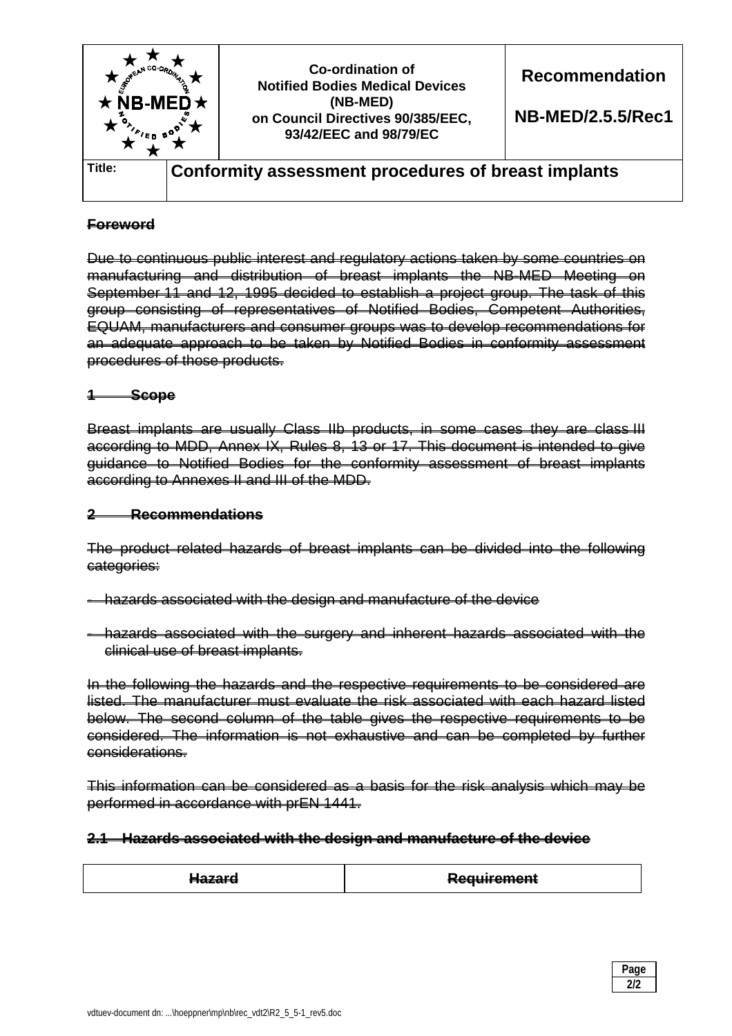## ~~Foreword~~

~~Due to continuous public interest and regulatory actions taken by some countries on manufacturing and distribution of breast implants the NB-MED Meeting on September 11 and 12, 1995 decided to establish a project group. The task of this group consisting of representatives of Notified Bodies, Competent Authorities, EQUAM, manufacturers and consumer groups was to develop recommendations for an adequate approach to be taken by Notified Bodies in conformity assessment procedures of those products.~~

## ~~1 Scope~~

~~Breast implants are usually Class IIb products, in some cases they are class III according to MDD, Annex IX, Rules 8, 13 or 17. This document is intended to give guidance to Notified Bodies for the conformity assessment of breast implants according to Annexes II and III of the MDD.~~

## ~~2 Recommendations~~

~~The product related hazards of breast implants can be divided into the following categories:~~

- ~~hazards associated with the design and manufacture of the device~~
- ~~hazards associated with the surgery and inherent hazards associated with the clinical use of breast implants.~~

~~In the following the hazards and the respective requirements to be considered are listed. The manufacturer must evaluate the risk associated with each hazard listed below. The second column of the table gives the respective requirements to be considered. The information is not exhaustive and can be completed by further considerations.~~

~~This information can be considered as a basis for the risk analysis which may be performed in accordance with prEN 1441.~~

### ~~2.1 Hazards associated with the design and manufacture of the device~~

| ~~Hazard~~ | ~~Requirement~~ |
|---|---|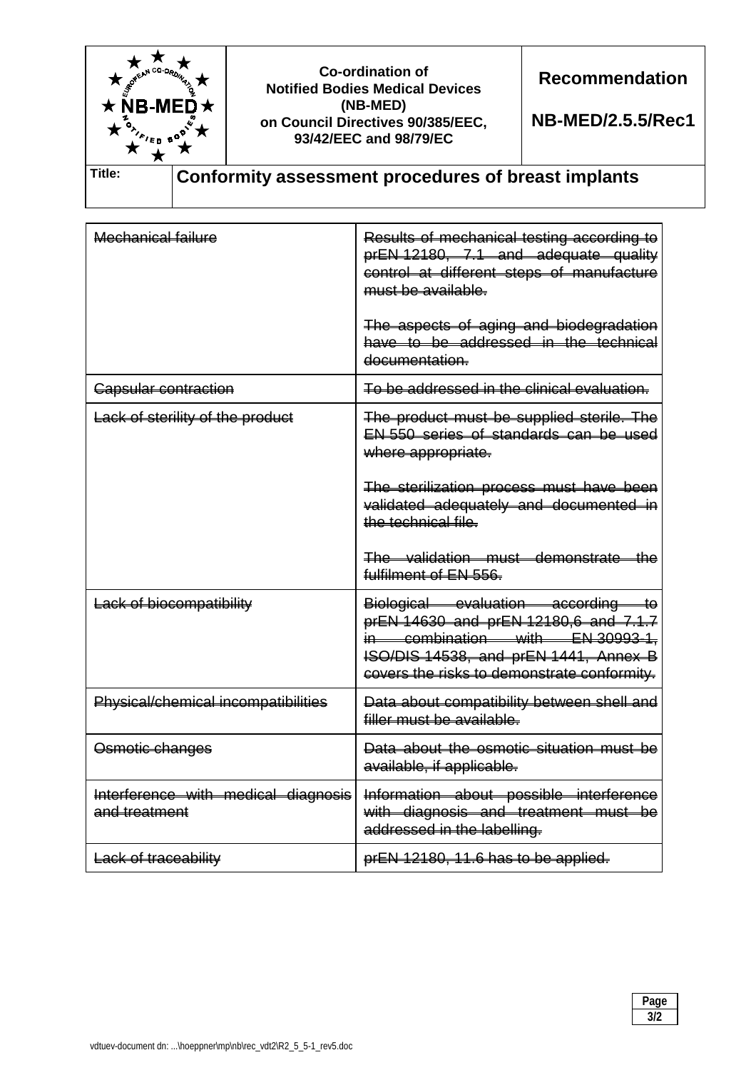| ~~Mechanical failure~~ | ~~Results of mechanical testing according to prEN 12180, 7.1 and adequate quality control at different steps of manufacture must be available.~~<br><br>~~The aspects of aging and biodegradation have to be addressed in the technical documentation.~~ |
|---|---|
| ~~Capsular contraction~~ | ~~To be addressed in the clinical evaluation.~~ |
| ~~Lack of sterility of the product~~ | ~~The product must be supplied sterile. The EN 550 series of standards can be used where appropriate.~~<br><br>~~The sterilization process must have been validated adequately and documented in the technical file.~~<br><br>~~The validation must demonstrate the fulfilment of EN 556.~~ |
| ~~Lack of biocompatibility~~ | ~~Biological evaluation according to prEN 14630 and prEN 12180,6 and 7.1.7 in combination with EN 30993-1, ISO/DIS 14538, and prEN 1441, Annex B covers the risks to demonstrate conformity.~~ |
| ~~Physical/chemical incompatibilities~~ | ~~Data about compatibility between shell and filler must be available.~~ |
| ~~Osmotic changes~~ | ~~Data about the osmotic situation must be available, if applicable.~~ |
| ~~Interference with medical diagnosis and treatment~~ | ~~Information about possible interference with diagnosis and treatment must be addressed in the labelling.~~ |
| ~~Lack of traceability~~ | ~~prEN 12180, 11.6 has to be applied.~~ |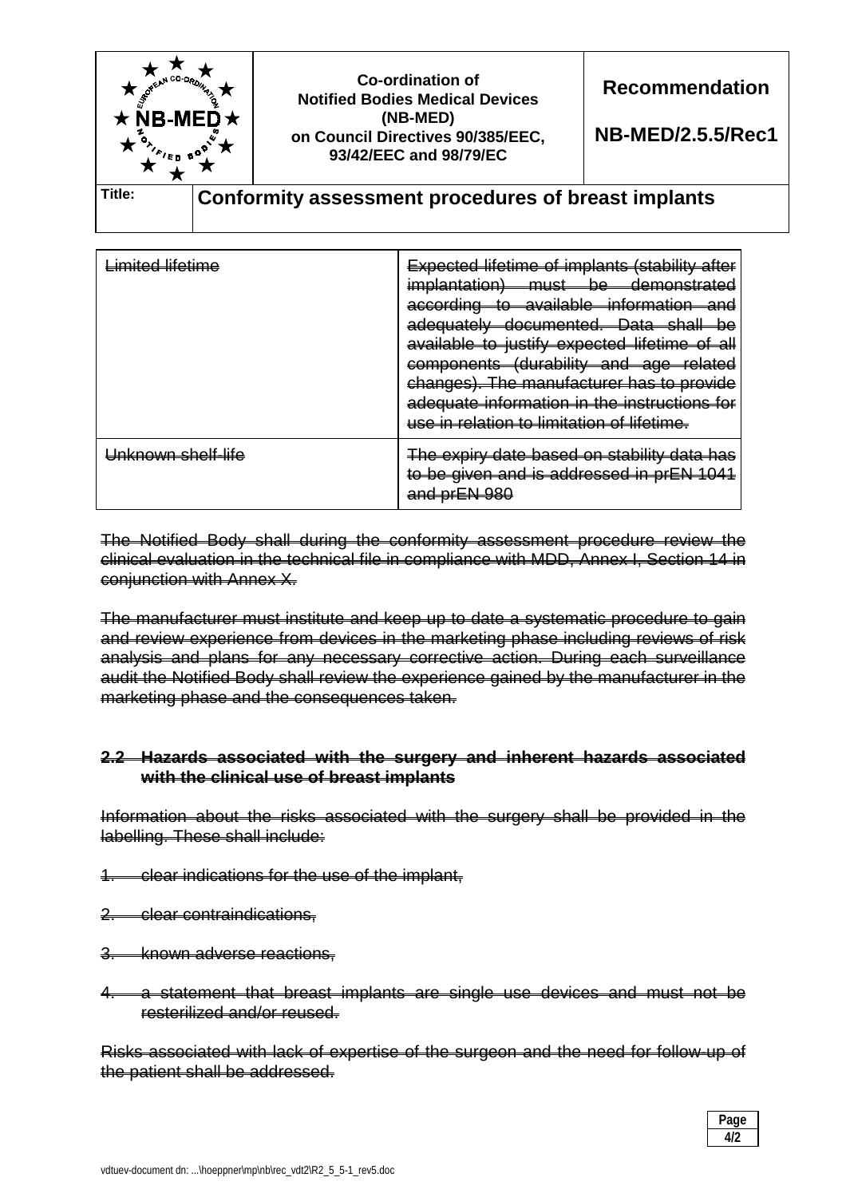| Limited lifetime | Expected lifetime of implants (stability after implantation) must be demonstrated according to available information and adequately documented. Data shall be available to justify expected lifetime of all components (durability and age related changes). The manufacturer has to provide adequate information in the instructions for use in relation to limitation of lifetime. |
|---|---|
| Unknown shelf-life | The expiry date based on stability data has to be given and is addressed in prEN 1041 and prEN 980 |

~~The Notified Body shall during the conformity assessment procedure review the clinical evaluation in the technical file in compliance with MDD, Annex I, Section 14 in conjunction with Annex X.~~

~~The manufacturer must institute and keep up to date a systematic procedure to gain and review experience from devices in the marketing phase including reviews of risk analysis and plans for any necessary corrective action. During each surveillance audit the Notified Body shall review the experience gained by the manufacturer in the marketing phase and the consequences taken.~~

## ~~2.2 Hazards associated with the surgery and inherent hazards associated with the clinical use of breast implants~~

~~Information about the risks associated with the surgery shall be provided in the labelling. These shall include:~~

1. ~~clear indications for the use of the implant,~~
2. ~~clear contraindications,~~
3. ~~known adverse reactions,~~
4. ~~a statement that breast implants are single use devices and must not be resterilized and/or reused.~~

~~Risks associated with lack of expertise of the surgeon and the need for follow-up of the patient shall be addressed.~~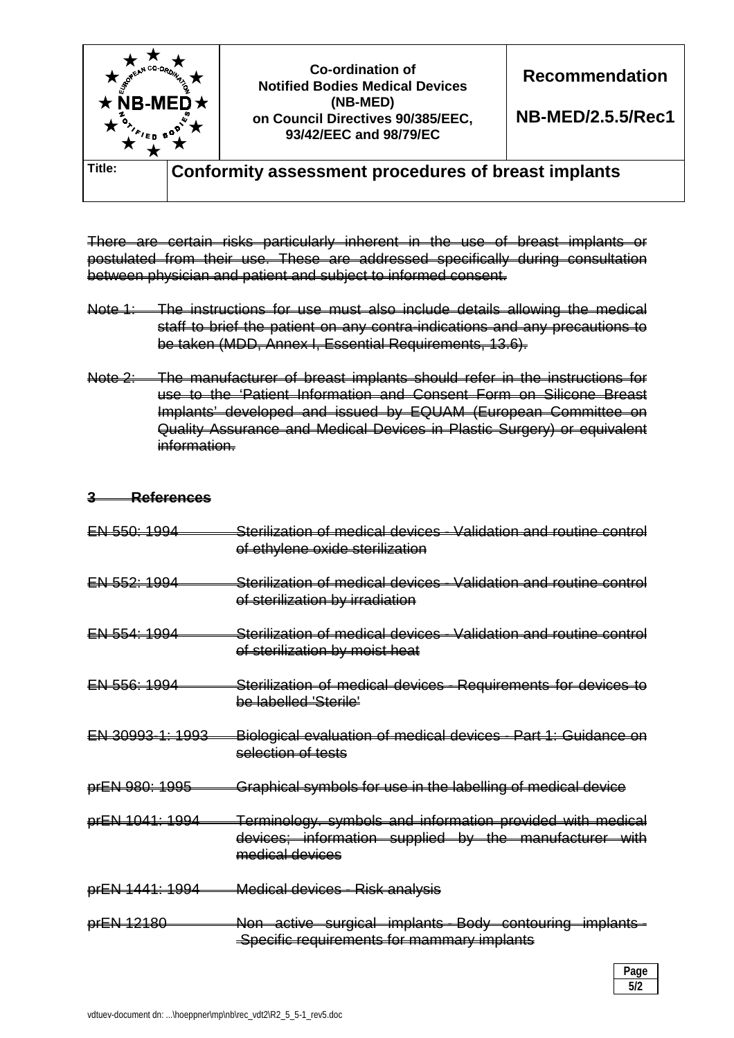~~There are certain risks particularly inherent in the use of breast implants or postulated from their use. These are addressed specifically during consultation between physician and patient and subject to informed consent.~~

~~Note 1: The instructions for use must also include details allowing the medical staff to brief the patient on any contra-indications and any precautions to be taken (MDD, Annex I, Essential Requirements, 13.6).~~

~~Note 2: The manufacturer of breast implants should refer in the instructions for use to the 'Patient Information and Consent Form on Silicone Breast Implants' developed and issued by EQUAM (European Committee on Quality Assurance and Medical Devices in Plastic Surgery) or equivalent information.~~

## ~~3 References~~

| | |
|---|---|
| ~~EN 550: 1994~~ | ~~Sterilization of medical devices - Validation and routine control of ethylene oxide sterilization~~ |
| ~~EN 552: 1994~~ | ~~Sterilization of medical devices - Validation and routine control of sterilization by irradiation~~ |
| ~~EN 554: 1994~~ | ~~Sterilization of medical devices - Validation and routine control of sterilization by moist heat~~ |
| ~~EN 556: 1994~~ | ~~Sterilization of medical devices - Requirements for devices to be labelled 'Sterile'~~ |
| ~~EN 30993-1: 1993~~ | ~~Biological evaluation of medical devices - Part 1: Guidance on selection of tests~~ |
| ~~prEN 980: 1995~~ | ~~Graphical symbols for use in the labelling of medical device~~ |
| ~~prEN 1041: 1994~~ | ~~Terminology, symbols and information provided with medical devices; information supplied by the manufacturer with medical devices~~ |
| ~~prEN 1441: 1994~~ | ~~Medical devices - Risk analysis~~ |
| ~~prEN 12180~~ | ~~Non active surgical implants - Body contouring implants - Specific requirements for mammary implants~~ |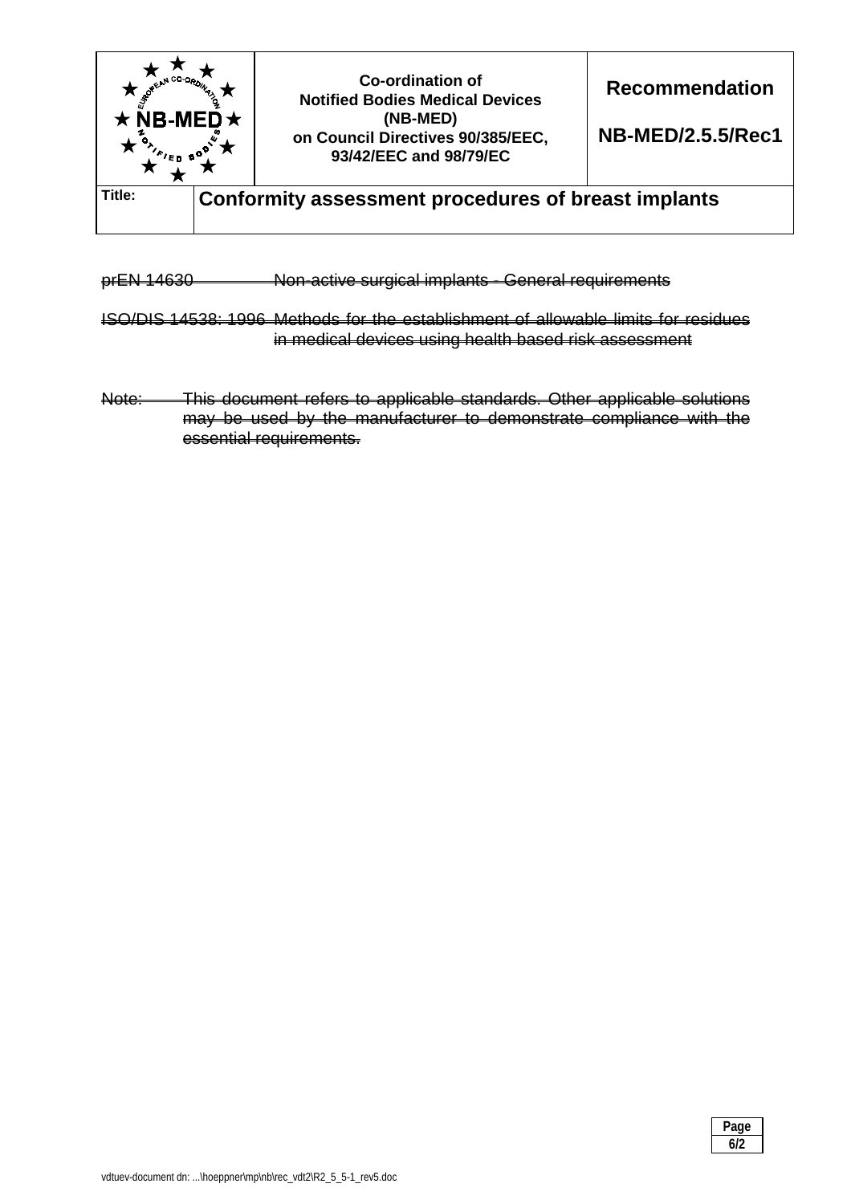~~prEN 14630 Non-active surgical implants - General requirements~~

~~ISO/DIS 14538: 1996 Methods for the establishment of allowable limits for residues in medical devices using health based risk assessment~~

~~Note: This document refers to applicable standards. Other applicable solutions may be used by the manufacturer to demonstrate compliance with the essential requirements.~~

vdtuev-document dn: ...\hoeppner\mp\nb\rec_vdt2\R2_5_5-1_rev5.doc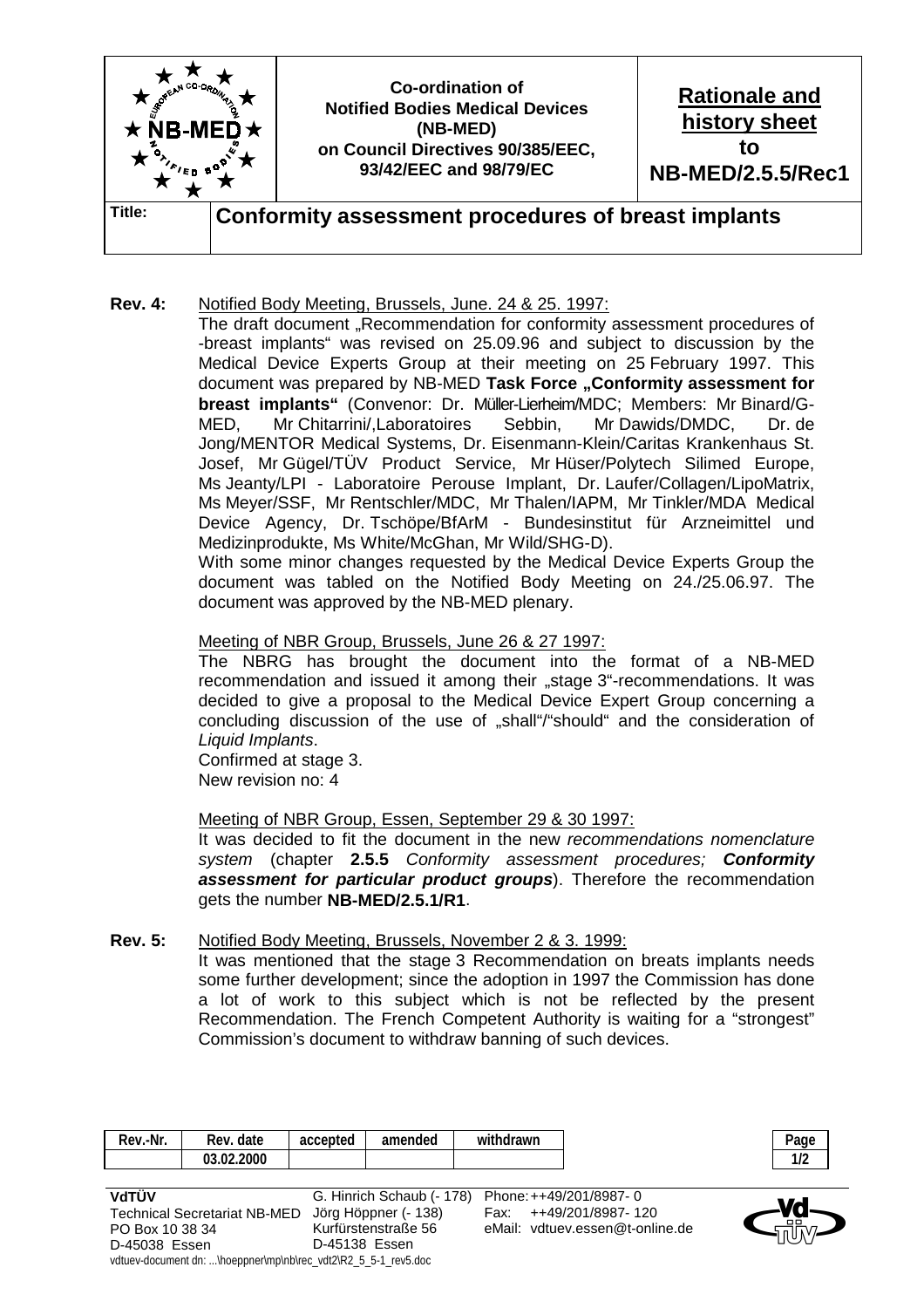| | Co-ordination of Notified Bodies Medical Devices (NB-MED) on Council Directives 90/385/EEC, 93/42/EEC and 98/79/EC | **Rationale and history sheet to NB-MED/2.5.5/Rec1** |
|---|---|---|
| **Title:** | **Conformity assessment procedures of breast implants** | |

**Rev. 4:** Notified Body Meeting, Brussels, June. 24 & 25. 1997:

The draft document „Recommendation for conformity assessment procedures of -breast implants" was revised on 25.09.96 and subject to discussion by the Medical Device Experts Group at their meeting on 25 February 1997. This document was prepared by NB-MED **Task Force „Conformity assessment for breast implants"** (Convenor: Dr. Müller-Lierheim/MDC; Members: Mr Binard/G-MED, Mr Chitarrini/,Laboratoires Sebbin, Mr Dawids/DMDC, Dr. de Jong/MENTOR Medical Systems, Dr. Eisenmann-Klein/Caritas Krankenhaus St. Josef, Mr Gügel/TÜV Product Service, Mr Hüser/Polytech Silimed Europe, Ms Jeanty/LPI - Laboratoire Perouse Implant, Dr. Laufer/Collagen/LipoMatrix, Ms Meyer/SSF, Mr Rentschler/MDC, Mr Thalen/IAPM, Mr Tinkler/MDA Medical Device Agency, Dr. Tschöpe/BfArM - Bundesinstitut für Arzneimittel und Medizinprodukte, Ms White/McGhan, Mr Wild/SHG-D).

With some minor changes requested by the Medical Device Experts Group the document was tabled on the Notified Body Meeting on 24./25.06.97. The document was approved by the NB-MED plenary.

Meeting of NBR Group, Brussels, June 26 & 27 1997:

The NBRG has brought the document into the format of a NB-MED recommendation and issued it among their „stage 3"-recommendations. It was decided to give a proposal to the Medical Device Expert Group concerning a concluding discussion of the use of „shall"/"should" and the consideration of *Liquid Implants*.

Confirmed at stage 3.

New revision no: 4

Meeting of NBR Group, Essen, September 29 & 30 1997:

It was decided to fit the document in the new *recommendations nomenclature system* (chapter **2.5.5** *Conformity assessment procedures;* ***Conformity assessment for particular product groups***). Therefore the recommendation gets the number **NB-MED/2.5.1/R1**.

**Rev. 5:** Notified Body Meeting, Brussels, November 2 & 3. 1999:

It was mentioned that the stage 3 Recommendation on breats implants needs some further development; since the adoption in 1997 the Commission has done a lot of work to this subject which is not be reflected by the present Recommendation. The French Competent Authority is waiting for a "strongest" Commission's document to withdraw banning of such devices.

| Rev.-Nr. | Rev. date | accepted | amended | withdrawn |
|---|---|---|---|---|
| | 03.02.2000 | | | |

**VdTÜV**
Technical Secretariat NB-MED
PO Box 10 38 34
D-45038 Essen

G. Hinrich Schaub (- 178)
Jörg Höppner (- 138)
Kurfürstenstraße 56
D-45138 Essen

Phone: ++49/201/8987- 0
Fax: ++49/201/8987- 120
eMail: vdtuev.essen@t-online.de

vdtuev-document dn: ...\hoeppner\mp\nb\rec_vdt2\R2_5_5-1_rev5.doc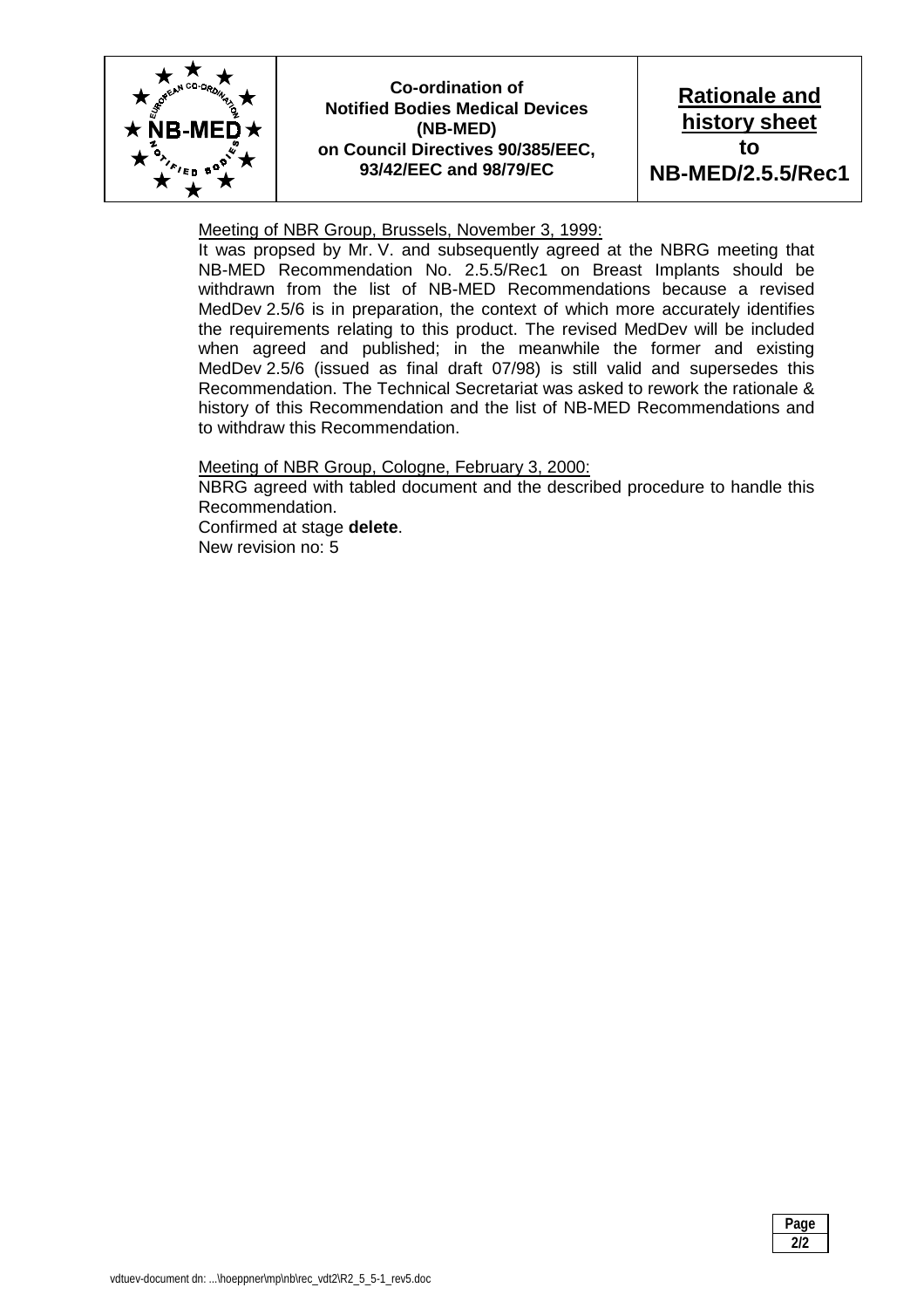<u>Meeting of NBR Group, Brussels, November 3, 1999:</u>

It was propsed by Mr. V. and subsequently agreed at the NBRG meeting that NB-MED Recommendation No. 2.5.5/Rec1 on Breast Implants should be withdrawn from the list of NB-MED Recommendations because a revised MedDev 2.5/6 is in preparation, the context of which more accurately identifies the requirements relating to this product. The revised MedDev will be included when agreed and published; in the meanwhile the former and existing MedDev 2.5/6 (issued as final draft 07/98) is still valid and supersedes this Recommendation. The Technical Secretariat was asked to rework the rationale & history of this Recommendation and the list of NB-MED Recommendations and to withdraw this Recommendation.

<u>Meeting of NBR Group, Cologne, February 3, 2000:</u>

NBRG agreed with tabled document and the described procedure to handle this Recommendation.

Confirmed at stage **delete**.

New revision no: 5